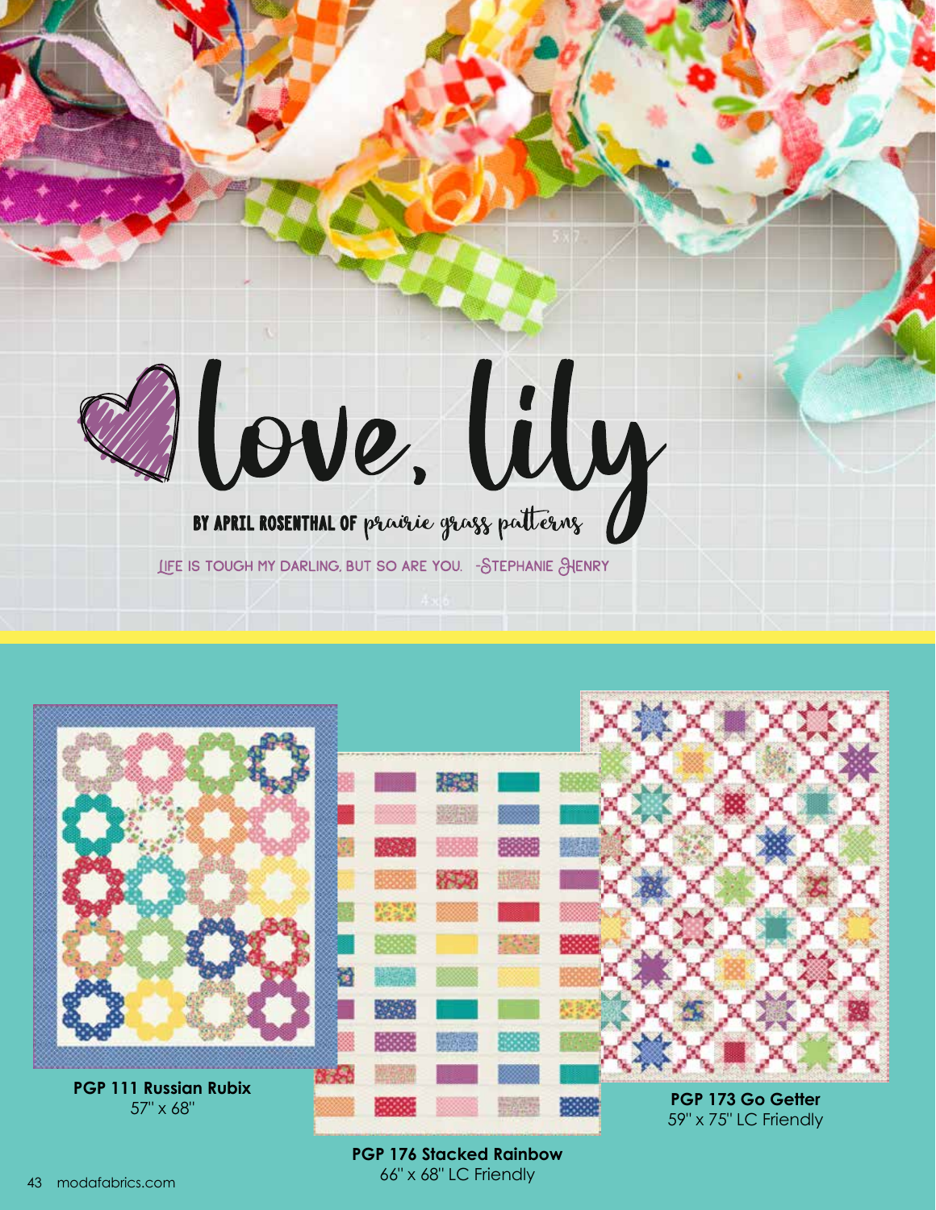# love, lily

BY APRIL ROSENTHAL OF prairie grass patterns

LIFE IS TOUGH MY DARLING, BUT SO ARE YOU. -STEPHANIE HENRY

**PGP 111 Russian Rubix**
57" x 68"

**PGP 176 Stacked Rainbow**
66" x 68" LC Friendly

**PGP 173 Go Getter**
59" x 75" LC Friendly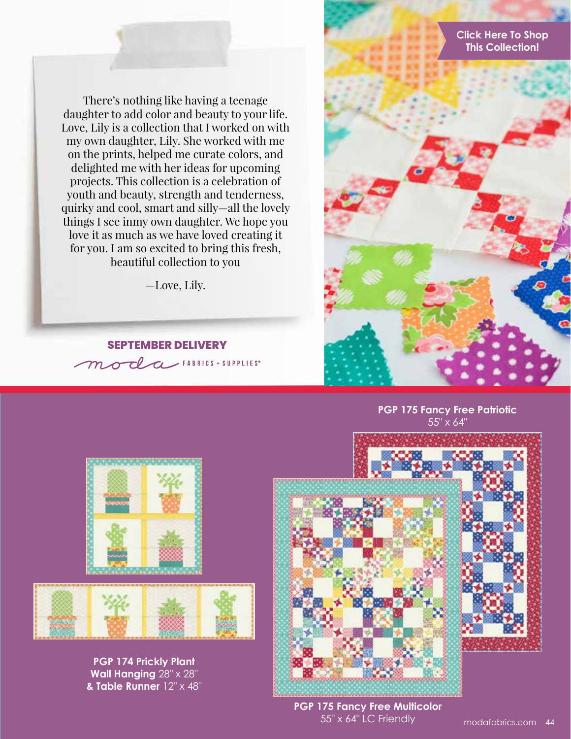There's nothing like having a teenage daughter to add color and beauty to your life. Love, Lily is a collection that I worked on with my own daughter, Lily. She worked with me on the prints, helped me curate colors, and delighted me with her ideas for upcoming projects. This collection is a celebration of youth and beauty, strength and tenderness, quirky and cool, smart and silly—all the lovely things I see inmy own daughter. We hope you love it as much as we have loved creating it for you. I am so excited to bring this fresh, beautiful collection to you

—Love, Lily.

**SEPTEMBER DELIVERY**

moda FABRICS + SUPPLIES®

**Click Here To Shop This Collection!**

**PGP 175 Fancy Free Patriotic**
55" x 64"

**PGP 174 Prickly Plant Wall Hanging** 28" x 28"
**& Table Runner** 12" x 48"

**PGP 175 Fancy Free Multicolor**
55" x 64" LC Friendly

modafabrics.com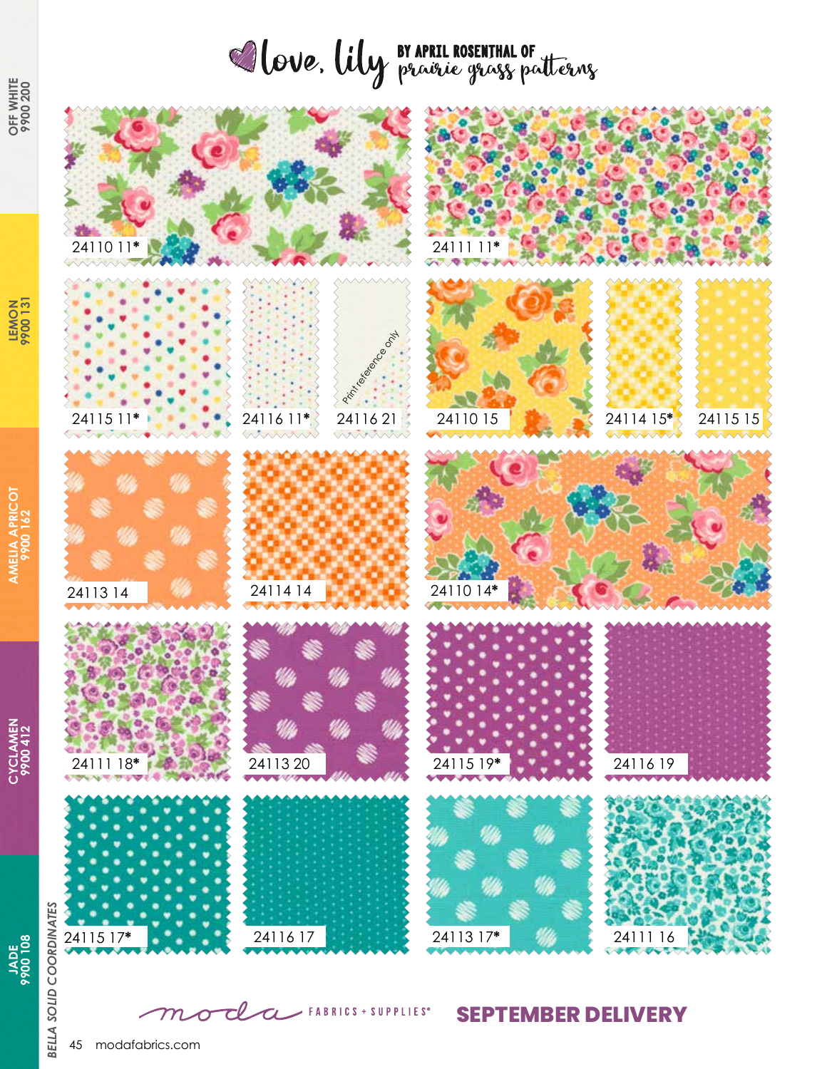# love, lily BY APRIL ROSENTHAL OF prairie grass patterns

24110 11*

24111 11*

24115 11*

24116 11*

24116 21

Print reference only

24110 15

24114 15*

24115 15

24113 14

24114 14

24110 14*

24111 18*

24113 20

24115 19*

24116 19

24115 17*

24116 17

24113 17*

24111 16

OFF WHITE 9900 200

LEMON 9900 131

AMELIA APRICOT 9900 162

CYCLAMEN 9900 412

JADE 9900 108

*BELLA SOLID COORDINATES*

moda FABRICS + SUPPLIES®

**SEPTEMBER DELIVERY**

modafabrics.com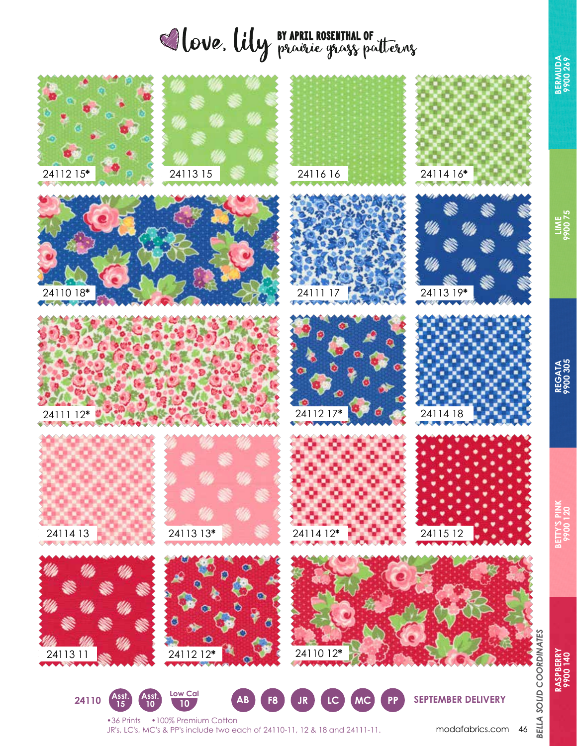# Love, Lily BY APRIL ROSENTHAL OF prairie grass patterns

24112 15*

24113 15

24116 16

24114 16*

24110 18*

24111 17

24113 19*

24111 12*

24112 17*

24114 18

24114 13

24113 13*

24114 12*

24115 12

24113 11

24112 12*

24110 12*

BERMUDA 9900 269

LIME 9900 75

REGATA 9900 305

BETTY'S PINK 9900 120

RASPBERRY 9900 140

*BELLA SOLID COORDINATES*

24110 Asst. 15 Asst. 10 Low Cal 10 AB F8 JR LC MC PP **SEPTEMBER DELIVERY**

•36 Prints •100% Premium Cotton

JR's, LC's, MC's & PP's include two each of 24110-11, 12 & 18 and 24111-11.

modafabrics.com